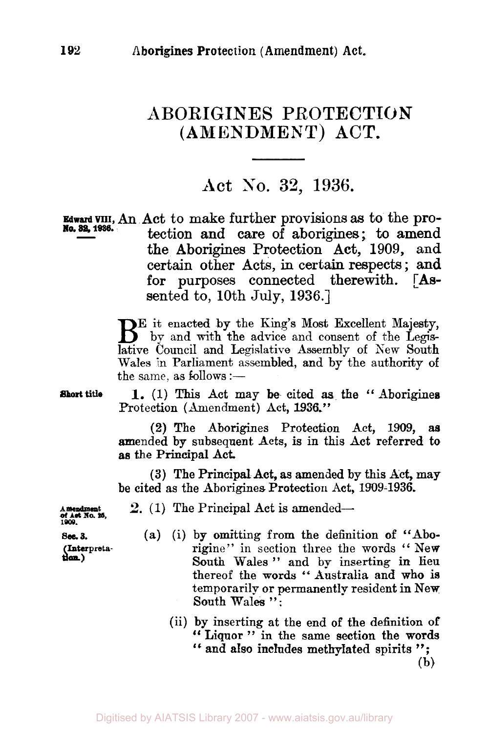# ABORIGINES PROTECTION (AMENDMENT) ACT.

## Act No. 32, 1936.

Edward VIII, No. 32, 1936.

An Act to make further provisions as to the protection and care of aborigines; to amend the Aborigines Protection Act, 1909, and certain other Acts, in certain respects; and for purposes connected therewith. [Assented to, 10th July, 1936.]

BE it enacted by the King's Most Excellent Majesty, by and with the advice and consent of the Legislative Council and Legislative Assembly of New South Wales in Parliament assembled, and by the authority of the same, as follows:—

**Short title.**

**1.** (1) This Act may be cited as the "Aborigines Protection (Amendment) Act, 1936."

(2) The Aborigines Protection Act, 1909, as amended by subsequent Acts, is in this Act referred to as the Principal Act.

(3) The Principal Act, as amended by this Act, may be cited as the Aborigines Protection Act, 1909-1936.

**Amendment of Act No. 25, 1909.**

**2.** (1) The Principal Act is amended—

**Sec. 3. (Interpretation.)**

(a) (i) by omitting from the definition of "Aborigine" in section three the words "New South Wales" and by inserting in lieu thereof the words "Australia and who is temporarily or permanently resident in New South Wales";

(ii) by inserting at the end of the definition of "Liquor" in the same section the words "and also includes methylated spirits";

(b)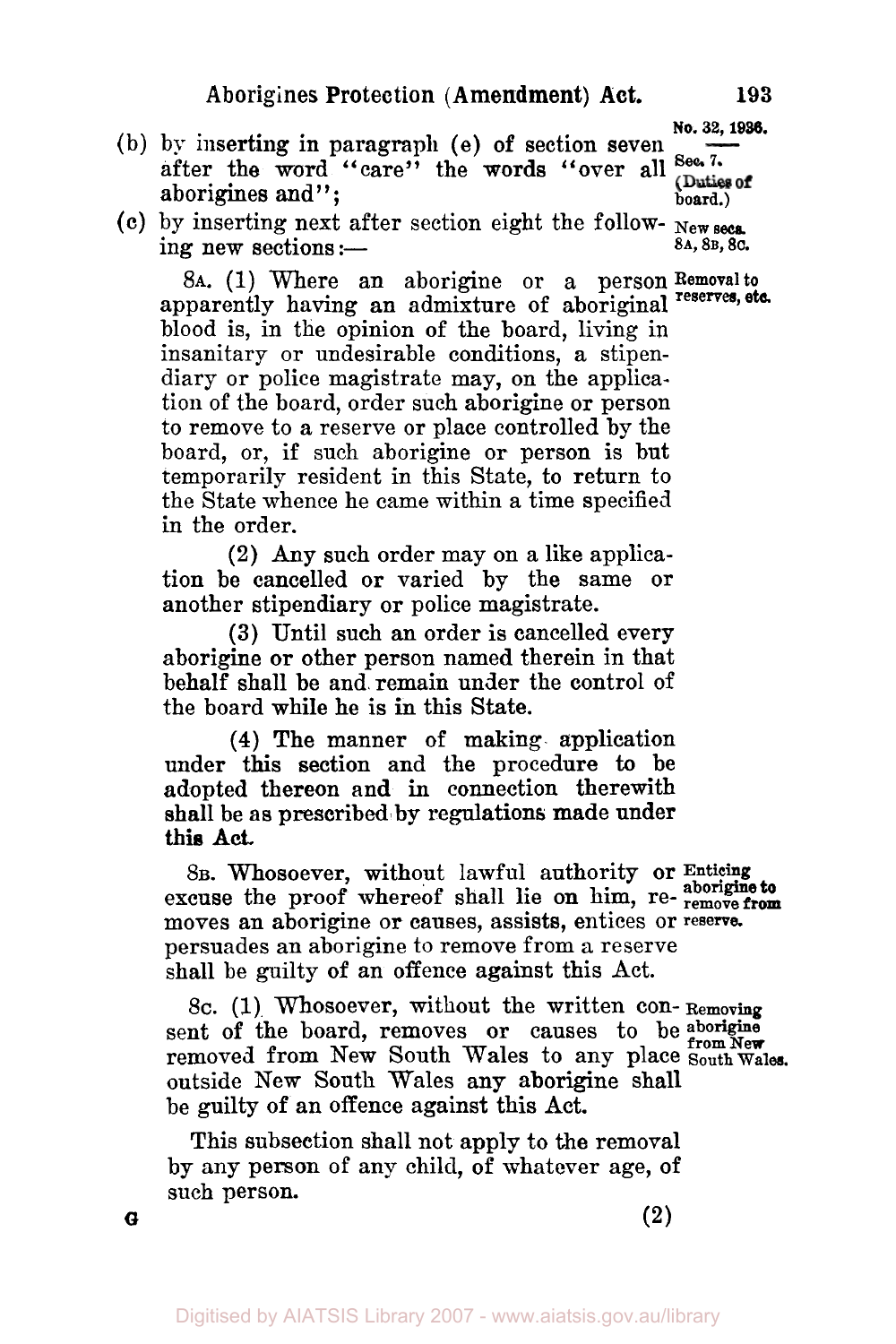(b) by inserting in paragraph (e) of section seven after the word "care" the words "over all aborigines and";

*Sec. 7. (Duties of board.)*

(c) by inserting next after section eight the following new sections:—

*New secs. 8A, 8B, 8C.*

8A. (1) Where an aborigine or a person apparently having an admixture of aboriginal blood is, in the opinion of the board, living in insanitary or undesirable conditions, a stipendiary or police magistrate may, on the application of the board, order such aborigine or person to remove to a reserve or place controlled by the board, or, if such aborigine or person is but temporarily resident in this State, to return to the State whence he came within a time specified in the order.

*Removal to reserves, etc.*

(2) Any such order may on a like application be cancelled or varied by the same or another stipendiary or police magistrate.

(3) Until such an order is cancelled every aborigine or other person named therein in that behalf shall be and remain under the control of the board while he is in this State.

(4) The manner of making application under this section and the procedure to be adopted thereon and in connection therewith shall be as prescribed by regulations made under this Act.

8B. Whosoever, without lawful authority or excuse the proof whereof shall lie on him, removes an aborigine or causes, assists, entices or persuades an aborigine to remove from a reserve shall be guilty of an offence against this Act.

*Enticing aborigine to remove from reserve.*

8C. (1) Whosoever, without the written consent of the board, removes or causes to be removed from New South Wales to any place outside New South Wales any aborigine shall be guilty of an offence against this Act.

*Removing aborigine from New South Wales.*

This subsection shall not apply to the removal by any person of any child, of whatever age, of such person.

(2)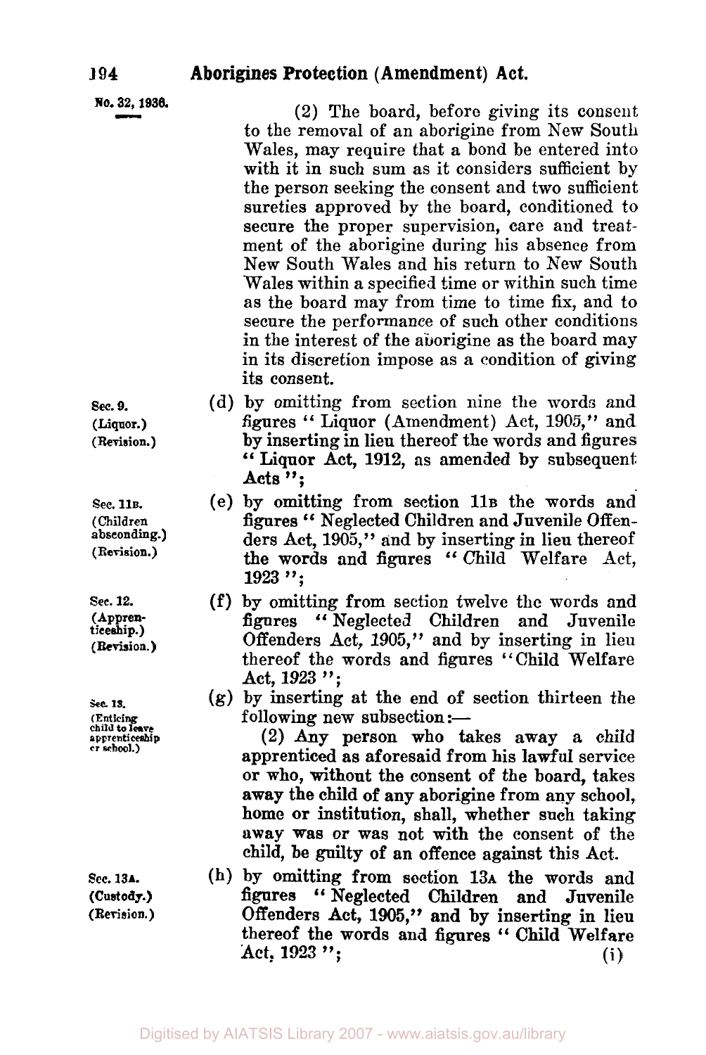No. 32, 1936.

(2) The board, before giving its consent to the removal of an aborigine from New South Wales, may require that a bond be entered into with it in such sum as it considers sufficient by the person seeking the consent and two sufficient sureties approved by the board, conditioned to secure the proper supervision, care and treatment of the aborigine during his absence from New South Wales and his return to New South Wales within a specified time or within such time as the board may from time to time fix, and to secure the performance of such other conditions in the interest of the aborigine as the board may in its discretion impose as a condition of giving its consent.

Sec. 9. (Liquor.) (Revision.)

(d) by omitting from section nine the words and figures "Liquor (Amendment) Act, 1905," and by inserting in lieu thereof the words and figures "Liquor Act, 1912, as amended by subsequent Acts";

Sec. 11B. (Children absconding.) (Revision.)

(e) by omitting from section 11B the words and figures "Neglected Children and Juvenile Offenders Act, 1905," and by inserting in lieu thereof the words and figures "Child Welfare Act, 1923";

Sec. 12. (Apprenticeship.) (Revision.)

(f) by omitting from section twelve the words and figures "Neglected Children and Juvenile Offenders Act, 1905," and by inserting in lieu thereof the words and figures "Child Welfare Act, 1923";

Sec. 13. (Enticing child to leave apprenticeship or school.)

(g) by inserting at the end of section thirteen the following new subsection:—

(2) Any person who takes away a child apprenticed as aforesaid from his lawful service or who, without the consent of the board, takes away the child of any aborigine from any school, home or institution, shall, whether such taking away was or was not with the consent of the child, be guilty of an offence against this Act.

Sec. 13A. (Custody.) (Revision.)

(h) by omitting from section 13A the words and figures "Neglected Children and Juvenile Offenders Act, 1905," and by inserting in lieu thereof the words and figures "Child Welfare Act, 1923";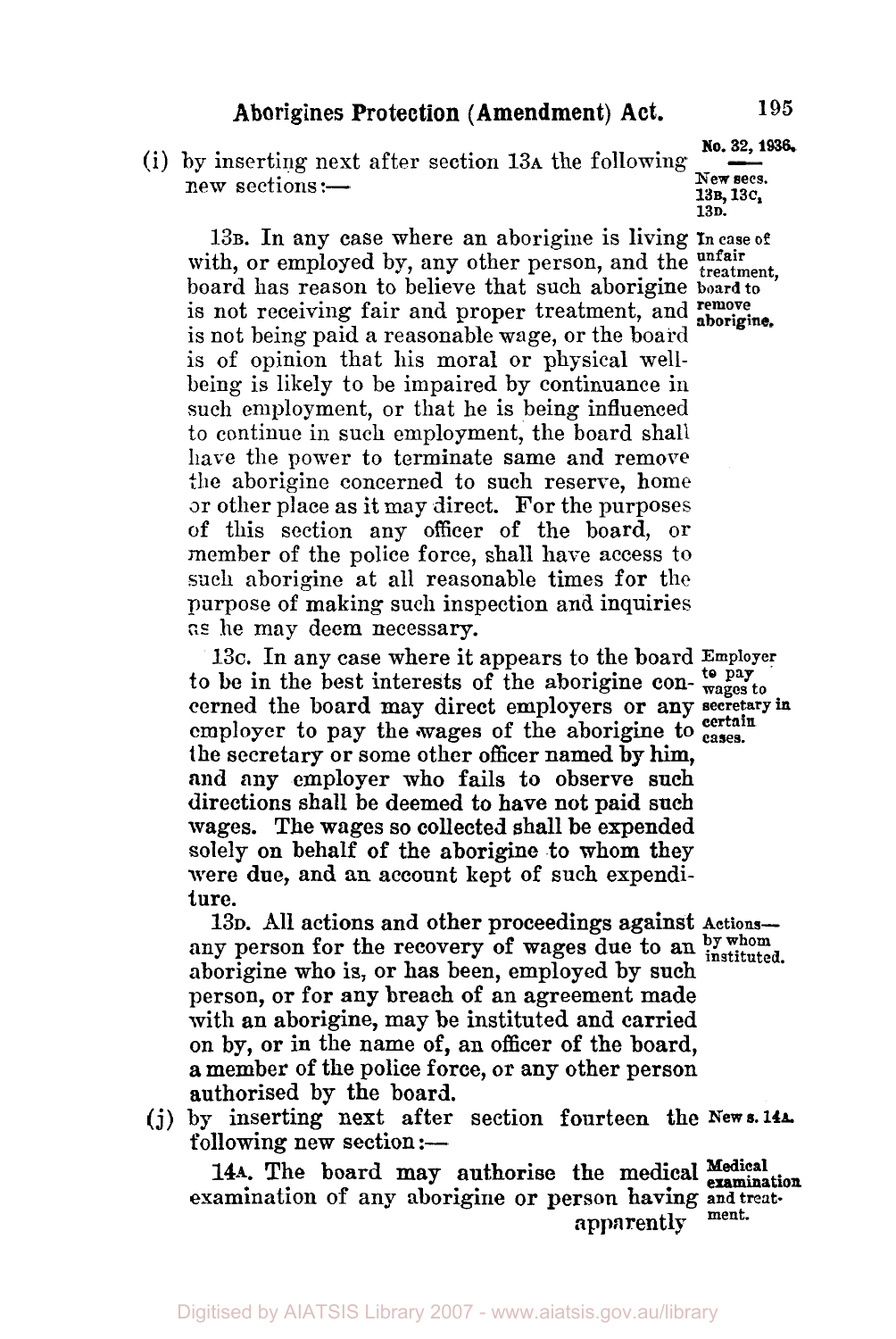(i) by inserting next after section 13A the following new sections:—

*New secs. 13B, 13C, 13D.*

13B. In any case where an aborigine is living with, or employed by, any other person, and the board has reason to believe that such aborigine is not receiving fair and proper treatment, and is not being paid a reasonable wage, or the board is of opinion that his moral or physical well-being is likely to be impaired by continuance in such employment, or that he is being influenced to continue in such employment, the board shall have the power to terminate same and remove the aborigine concerned to such reserve, home or other place as it may direct. For the purposes of this section any officer of the board, or member of the police force, shall have access to such aborigine at all reasonable times for the purpose of making such inspection and inquiries as he may deem necessary.

*In case of unfair treatment, board to remove aborigine.*

13C. In any case where it appears to the board to be in the best interests of the aborigine concerned the board may direct employers or any employer to pay the wages of the aborigine to the secretary or some other officer named by him, and any employer who fails to observe such directions shall be deemed to have not paid such wages. The wages so collected shall be expended solely on behalf of the aborigine to whom they were due, and an account kept of such expenditure.

*Employer to pay wages to secretary in certain cases.*

13D. All actions and other proceedings against any person for the recovery of wages due to an aborigine who is, or has been, employed by such person, or for any breach of an agreement made with an aborigine, may be instituted and carried on by, or in the name of, an officer of the board, a member of the police force, or any other person authorised by the board.

*Actions—by whom instituted.*

(j) by inserting next after section fourteen the following new section:—

*New s. 14A.*

14A. The board may authorise the medical examination of any aborigine or person having apparently

*Medical examination and treatment.*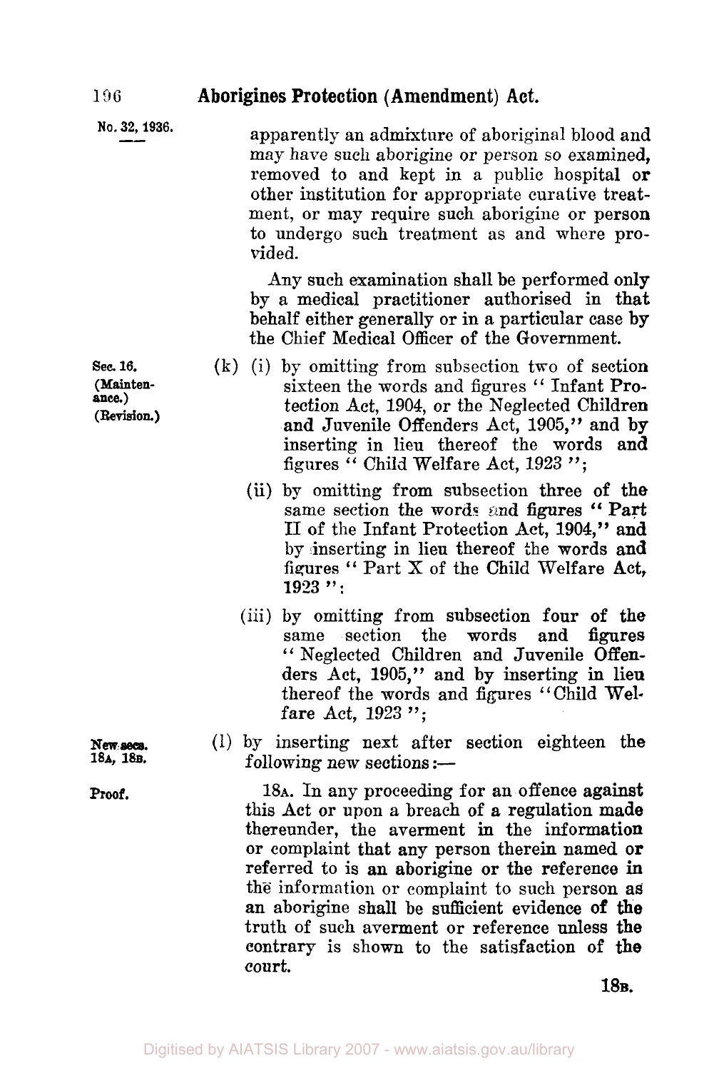No. 32, 1936.

apparently an admixture of aboriginal blood and may have such aborigine or person so examined, removed to and kept in a public hospital or other institution for appropriate curative treatment, or may require such aborigine or person to undergo such treatment as and where provided.

Any such examination shall be performed only by a medical practitioner authorised in that behalf either generally or in a particular case by the Chief Medical Officer of the Government.

**Sec. 16. (Maintenance.) (Revision.)**

(k) (i) by omitting from subsection two of section sixteen the words and figures " Infant Protection Act, 1904, or the Neglected Children and Juvenile Offenders Act, 1905," and by inserting in lieu thereof the words and figures " Child Welfare Act, 1923 ";

(ii) by omitting from subsection three of the same section the words and figures " Part II of the Infant Protection Act, 1904," and by inserting in lieu thereof the words and figures " Part X of the Child Welfare Act, 1923 ";

(iii) by omitting from subsection four of the same section the words and figures " Neglected Children and Juvenile Offenders Act, 1905," and by inserting in lieu thereof the words and figures "Child Welfare Act, 1923 ";

**New secs. 18A, 18B.**

(l) by inserting next after section eighteen the following new sections:—

**Proof.**

18A. In any proceeding for an offence against this Act or upon a breach of a regulation made thereunder, the averment in the information or complaint that any person therein named or referred to is an aborigine or the reference in the information or complaint to such person as an aborigine shall be sufficient evidence of the truth of such averment or reference unless the contrary is shown to the satisfaction of the court.

18B.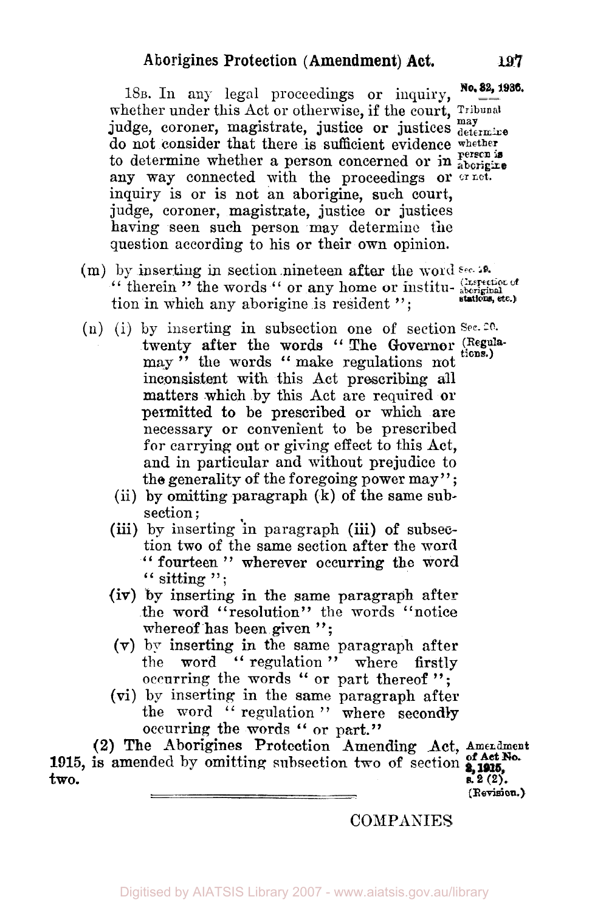18B. In any legal proceedings or inquiry, whether under this Act or otherwise, if the court, judge, coroner, magistrate, justice or justices do not consider that there is sufficient evidence to determine whether a person concerned or in any way connected with the proceedings or inquiry is or is not an aborigine, such court, judge, coroner, magistrate, justice or justices having seen such person may determine the question according to his or their own opinion.

No. 32, 1936.

Tribunal may determine whether person is aborigine or not.

(m) by inserting in section nineteen after the word "therein" the words "or any home or institution in which any aborigine is resident";

Sec. 19. (Inspection of aboriginal stations, etc.)

(n) (i) by inserting in subsection one of section twenty after the words "The Governor may" the words "make regulations not inconsistent with this Act prescribing all matters which by this Act are required or permitted to be prescribed or which are necessary or convenient to be prescribed for carrying out or giving effect to this Act, and in particular and without prejudice to the generality of the foregoing power may";

Sec. 20. (Regulations.)

(ii) by omitting paragraph (k) of the same subsection;

(iii) by inserting in paragraph (iii) of subsection two of the same section after the word "fourteen" wherever occurring the word "sitting";

(iv) by inserting in the same paragraph after the word "resolution" the words "notice whereof has been given";

(v) by inserting in the same paragraph after the word "regulation" where firstly occurring the words "or part thereof";

(vi) by inserting in the same paragraph after the word "regulation" where secondly occurring the words "or part."

(2) The Aborigines Protection Amending Act, 1915, is amended by omitting subsection two of section two.

Amendment of Act No. 2, 1915, s. 2 (2). (Revision.)

COMPANIES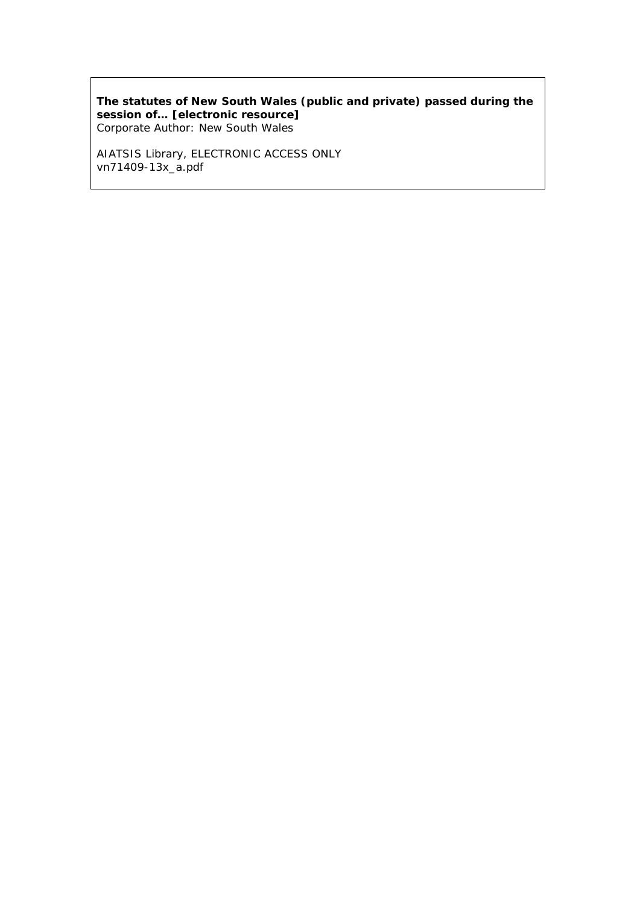**The statutes of New South Wales (public and private) passed during the session of… [electronic resource]**
Corporate Author: New South Wales

AIATSIS Library, ELECTRONIC ACCESS ONLY
vn71409-13x_a.pdf